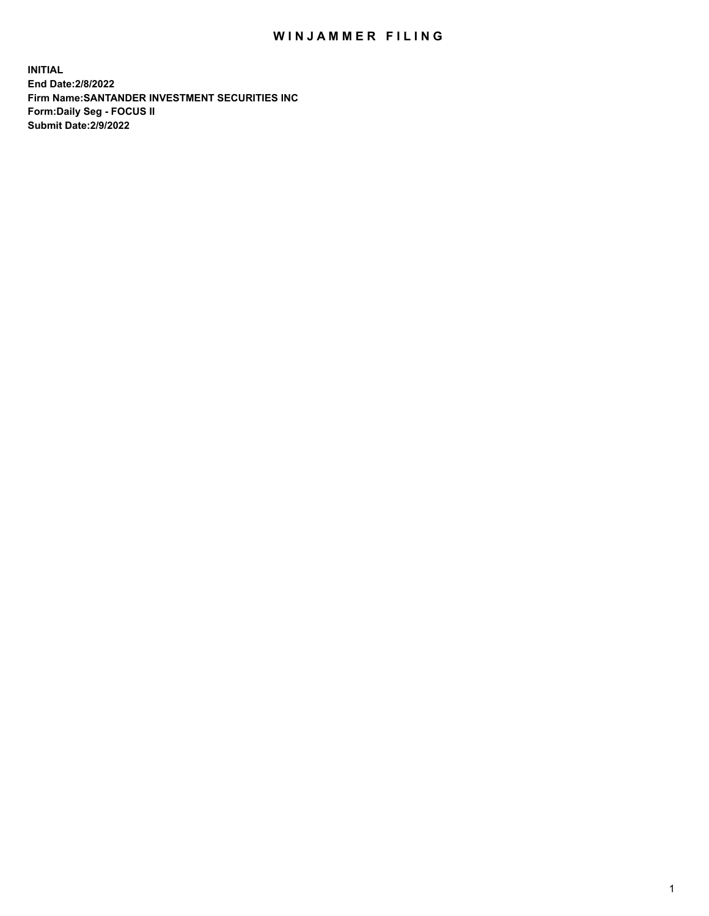# WINJAMMER FILING

**INITIAL**
**End Date:2/8/2022**
**Firm Name:SANTANDER INVESTMENT SECURITIES INC**
**Form:Daily Seg - FOCUS II**
**Submit Date:2/9/2022**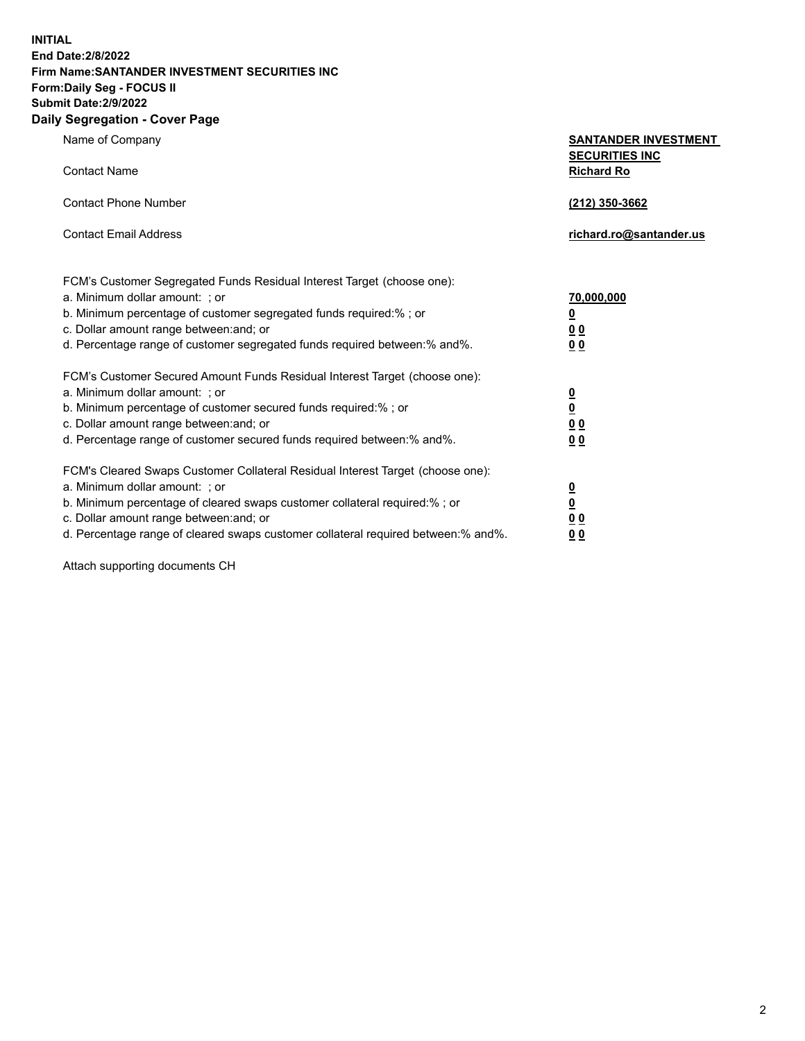**INITIAL**
**End Date:2/8/2022**
**Firm Name:SANTANDER INVESTMENT SECURITIES INC**
**Form:Daily Seg - FOCUS II**
**Submit Date:2/9/2022**

## Daily Segregation - Cover Page

| | |
|---|---|
| Name of Company | **SANTANDER INVESTMENT SECURITIES INC** |
| Contact Name | **Richard Ro** |
| Contact Phone Number | **(212) 350-3662** |
| Contact Email Address | **richard.ro@santander.us** |

FCM's Customer Segregated Funds Residual Interest Target (choose one):

| | |
|---|---|
| a. Minimum dollar amount: ; or | **70,000,000** |
| b. Minimum percentage of customer segregated funds required:% ; or | **0** |
| c. Dollar amount range between:and; or | **0 0** |
| d. Percentage range of customer segregated funds required between:% and%. | **0 0** |

FCM's Customer Secured Amount Funds Residual Interest Target (choose one):

| | |
|---|---|
| a. Minimum dollar amount: ; or | **0** |
| b. Minimum percentage of customer secured funds required:% ; or | **0** |
| c. Dollar amount range between:and; or | **0 0** |
| d. Percentage range of customer secured funds required between:% and%. | **0 0** |

FCM's Cleared Swaps Customer Collateral Residual Interest Target (choose one):

| | |
|---|---|
| a. Minimum dollar amount: ; or | **0** |
| b. Minimum percentage of cleared swaps customer collateral required:% ; or | **0** |
| c. Dollar amount range between:and; or | **0 0** |
| d. Percentage range of cleared swaps customer collateral required between:% and%. | **0 0** |

Attach supporting documents CH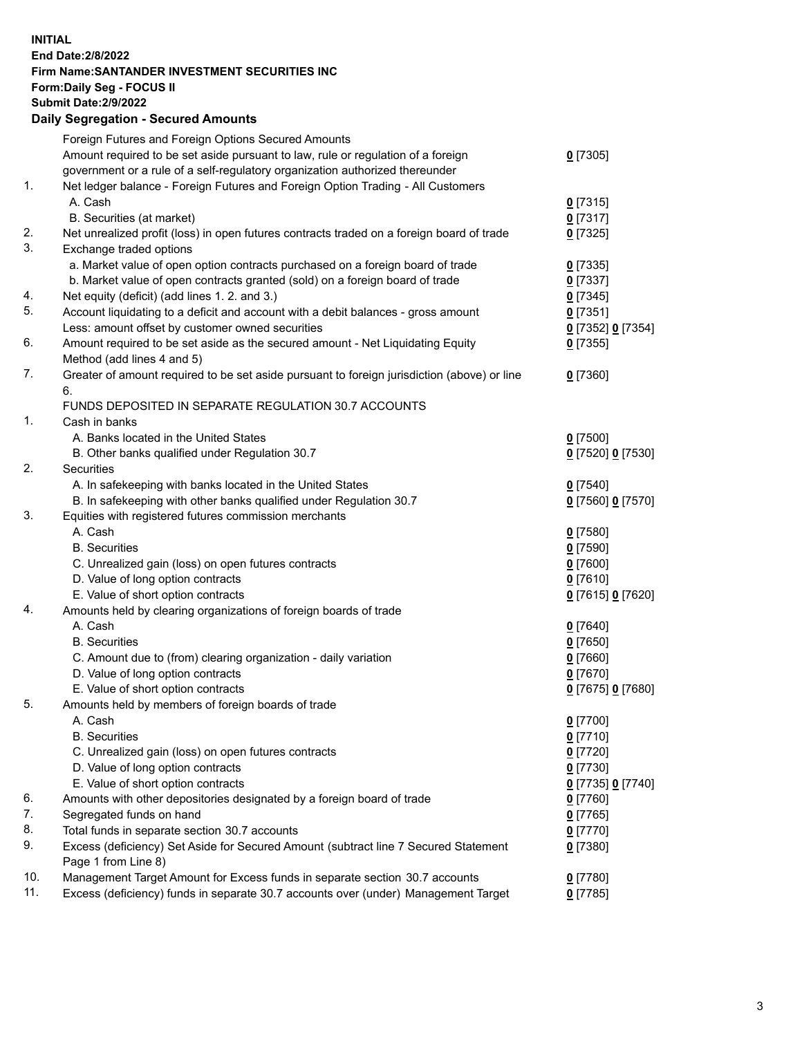**INITIAL**
**End Date:2/8/2022**
**Firm Name:SANTANDER INVESTMENT SECURITIES INC**
**Form:Daily Seg - FOCUS II**
**Submit Date:2/9/2022**

## Daily Segregation - Secured Amounts

| | | |
|---|---|---|
| | Foreign Futures and Foreign Options Secured Amounts | |
| | Amount required to be set aside pursuant to law, rule or regulation of a foreign government or a rule of a self-regulatory organization authorized thereunder | 0 [7305] |
| 1. | Net ledger balance - Foreign Futures and Foreign Option Trading - All Customers | |
| | A. Cash | 0 [7315] |
| | B. Securities (at market) | 0 [7317] |
| 2. | Net unrealized profit (loss) in open futures contracts traded on a foreign board of trade | 0 [7325] |
| 3. | Exchange traded options | |
| | a. Market value of open option contracts purchased on a foreign board of trade | 0 [7335] |
| | b. Market value of open contracts granted (sold) on a foreign board of trade | 0 [7337] |
| 4. | Net equity (deficit) (add lines 1. 2. and 3.) | 0 [7345] |
| 5. | Account liquidating to a deficit and account with a debit balances - gross amount | 0 [7351] |
| | Less: amount offset by customer owned securities | 0 [7352] 0 [7354] |
| 6. | Amount required to be set aside as the secured amount - Net Liquidating Equity Method (add lines 4 and 5) | 0 [7355] |
| 7. | Greater of amount required to be set aside pursuant to foreign jurisdiction (above) or line 6. | 0 [7360] |
| | FUNDS DEPOSITED IN SEPARATE REGULATION 30.7 ACCOUNTS | |
| 1. | Cash in banks | |
| | A. Banks located in the United States | 0 [7500] |
| | B. Other banks qualified under Regulation 30.7 | 0 [7520] 0 [7530] |
| 2. | Securities | |
| | A. In safekeeping with banks located in the United States | 0 [7540] |
| | B. In safekeeping with other banks qualified under Regulation 30.7 | 0 [7560] 0 [7570] |
| 3. | Equities with registered futures commission merchants | |
| | A. Cash | 0 [7580] |
| | B. Securities | 0 [7590] |
| | C. Unrealized gain (loss) on open futures contracts | 0 [7600] |
| | D. Value of long option contracts | 0 [7610] |
| | E. Value of short option contracts | 0 [7615] 0 [7620] |
| 4. | Amounts held by clearing organizations of foreign boards of trade | |
| | A. Cash | 0 [7640] |
| | B. Securities | 0 [7650] |
| | C. Amount due to (from) clearing organization - daily variation | 0 [7660] |
| | D. Value of long option contracts | 0 [7670] |
| | E. Value of short option contracts | 0 [7675] 0 [7680] |
| 5. | Amounts held by members of foreign boards of trade | |
| | A. Cash | 0 [7700] |
| | B. Securities | 0 [7710] |
| | C. Unrealized gain (loss) on open futures contracts | 0 [7720] |
| | D. Value of long option contracts | 0 [7730] |
| | E. Value of short option contracts | 0 [7735] 0 [7740] |
| 6. | Amounts with other depositories designated by a foreign board of trade | 0 [7760] |
| 7. | Segregated funds on hand | 0 [7765] |
| 8. | Total funds in separate section 30.7 accounts | 0 [7770] |
| 9. | Excess (deficiency) Set Aside for Secured Amount (subtract line 7 Secured Statement Page 1 from Line 8) | 0 [7380] |
| 10. | Management Target Amount for Excess funds in separate section 30.7 accounts | 0 [7780] |
| 11. | Excess (deficiency) funds in separate 30.7 accounts over (under) Management Target | 0 [7785] |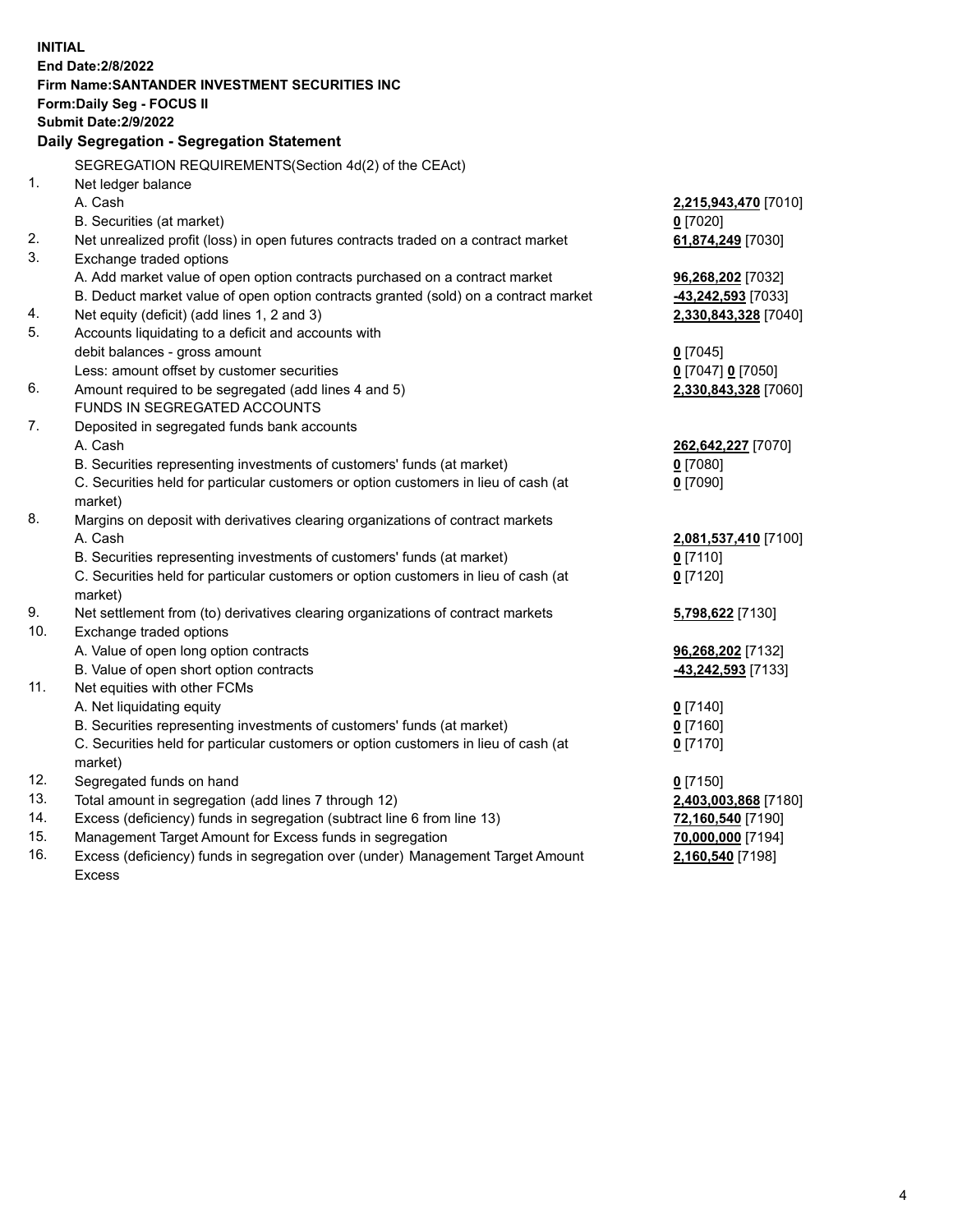**INITIAL**
**End Date:2/8/2022**
**Firm Name:SANTANDER INVESTMENT SECURITIES INC**
**Form:Daily Seg - FOCUS II**
**Submit Date:2/9/2022**

## Daily Segregation - Segregation Statement

SEGREGATION REQUIREMENTS(Section 4d(2) of the CEAct)

| | | |
|---|---|---|
| 1. | Net ledger balance | |
| | A. Cash | **2,215,943,470** [7010] |
| | B. Securities (at market) | **0** [7020] |
| 2. | Net unrealized profit (loss) in open futures contracts traded on a contract market | **61,874,249** [7030] |
| 3. | Exchange traded options | |
| | A. Add market value of open option contracts purchased on a contract market | **96,268,202** [7032] |
| | B. Deduct market value of open option contracts granted (sold) on a contract market | **-43,242,593** [7033] |
| 4. | Net equity (deficit) (add lines 1, 2 and 3) | **2,330,843,328** [7040] |
| 5. | Accounts liquidating to a deficit and accounts with debit balances - gross amount | **0** [7045] |
| | Less: amount offset by customer securities | **0** [7047] **0** [7050] |
| 6. | Amount required to be segregated (add lines 4 and 5) | **2,330,843,328** [7060] |
| | FUNDS IN SEGREGATED ACCOUNTS | |
| 7. | Deposited in segregated funds bank accounts | |
| | A. Cash | **262,642,227** [7070] |
| | B. Securities representing investments of customers' funds (at market) | **0** [7080] |
| | C. Securities held for particular customers or option customers in lieu of cash (at market) | **0** [7090] |
| 8. | Margins on deposit with derivatives clearing organizations of contract markets | |
| | A. Cash | **2,081,537,410** [7100] |
| | B. Securities representing investments of customers' funds (at market) | **0** [7110] |
| | C. Securities held for particular customers or option customers in lieu of cash (at market) | **0** [7120] |
| 9. | Net settlement from (to) derivatives clearing organizations of contract markets | **5,798,622** [7130] |
| 10. | Exchange traded options | |
| | A. Value of open long option contracts | **96,268,202** [7132] |
| | B. Value of open short option contracts | **-43,242,593** [7133] |
| 11. | Net equities with other FCMs | |
| | A. Net liquidating equity | **0** [7140] |
| | B. Securities representing investments of customers' funds (at market) | **0** [7160] |
| | C. Securities held for particular customers or option customers in lieu of cash (at market) | **0** [7170] |
| 12. | Segregated funds on hand | **0** [7150] |
| 13. | Total amount in segregation (add lines 7 through 12) | **2,403,003,868** [7180] |
| 14. | Excess (deficiency) funds in segregation (subtract line 6 from line 13) | **72,160,540** [7190] |
| 15. | Management Target Amount for Excess funds in segregation | **70,000,000** [7194] |
| 16. | Excess (deficiency) funds in segregation over (under) Management Target Amount Excess | **2,160,540** [7198] |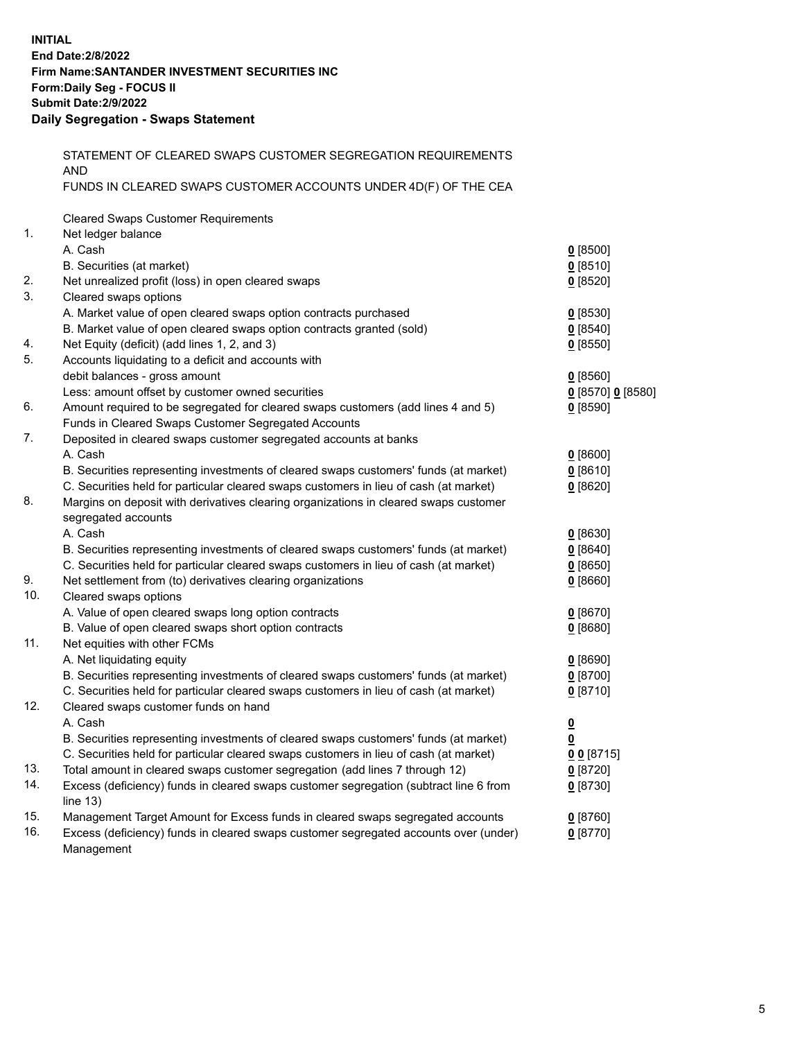**INITIAL**
**End Date:2/8/2022**
**Firm Name:SANTANDER INVESTMENT SECURITIES INC**
**Form:Daily Seg - FOCUS II**
**Submit Date:2/9/2022**
**Daily Segregation - Swaps Statement**

STATEMENT OF CLEARED SWAPS CUSTOMER SEGREGATION REQUIREMENTS AND
FUNDS IN CLEARED SWAPS CUSTOMER ACCOUNTS UNDER 4D(F) OF THE CEA

| | | |
|---|---|---|
| | Cleared Swaps Customer Requirements | |
| 1. | Net ledger balance | |
| | A. Cash | 0 [8500] |
| | B. Securities (at market) | 0 [8510] |
| 2. | Net unrealized profit (loss) in open cleared swaps | 0 [8520] |
| 3. | Cleared swaps options | |
| | A. Market value of open cleared swaps option contracts purchased | 0 [8530] |
| | B. Market value of open cleared swaps option contracts granted (sold) | 0 [8540] |
| 4. | Net Equity (deficit) (add lines 1, 2, and 3) | 0 [8550] |
| 5. | Accounts liquidating to a deficit and accounts with | |
| | debit balances - gross amount | 0 [8560] |
| | Less: amount offset by customer owned securities | 0 [8570] 0 [8580] |
| 6. | Amount required to be segregated for cleared swaps customers (add lines 4 and 5) | 0 [8590] |
| | Funds in Cleared Swaps Customer Segregated Accounts | |
| 7. | Deposited in cleared swaps customer segregated accounts at banks | |
| | A. Cash | 0 [8600] |
| | B. Securities representing investments of cleared swaps customers' funds (at market) | 0 [8610] |
| | C. Securities held for particular cleared swaps customers in lieu of cash (at market) | 0 [8620] |
| 8. | Margins on deposit with derivatives clearing organizations in cleared swaps customer segregated accounts | |
| | A. Cash | 0 [8630] |
| | B. Securities representing investments of cleared swaps customers' funds (at market) | 0 [8640] |
| | C. Securities held for particular cleared swaps customers in lieu of cash (at market) | 0 [8650] |
| 9. | Net settlement from (to) derivatives clearing organizations | 0 [8660] |
| 10. | Cleared swaps options | |
| | A. Value of open cleared swaps long option contracts | 0 [8670] |
| | B. Value of open cleared swaps short option contracts | 0 [8680] |
| 11. | Net equities with other FCMs | |
| | A. Net liquidating equity | 0 [8690] |
| | B. Securities representing investments of cleared swaps customers' funds (at market) | 0 [8700] |
| | C. Securities held for particular cleared swaps customers in lieu of cash (at market) | 0 [8710] |
| 12. | Cleared swaps customer funds on hand | |
| | A. Cash | 0 |
| | B. Securities representing investments of cleared swaps customers' funds (at market) | 0 |
| | C. Securities held for particular cleared swaps customers in lieu of cash (at market) | 0 0 [8715] |
| 13. | Total amount in cleared swaps customer segregation (add lines 7 through 12) | 0 [8720] |
| 14. | Excess (deficiency) funds in cleared swaps customer segregation (subtract line 6 from line 13) | 0 [8730] |
| 15. | Management Target Amount for Excess funds in cleared swaps segregated accounts | 0 [8760] |
| 16. | Excess (deficiency) funds in cleared swaps customer segregated accounts over (under) Management | 0 [8770] |